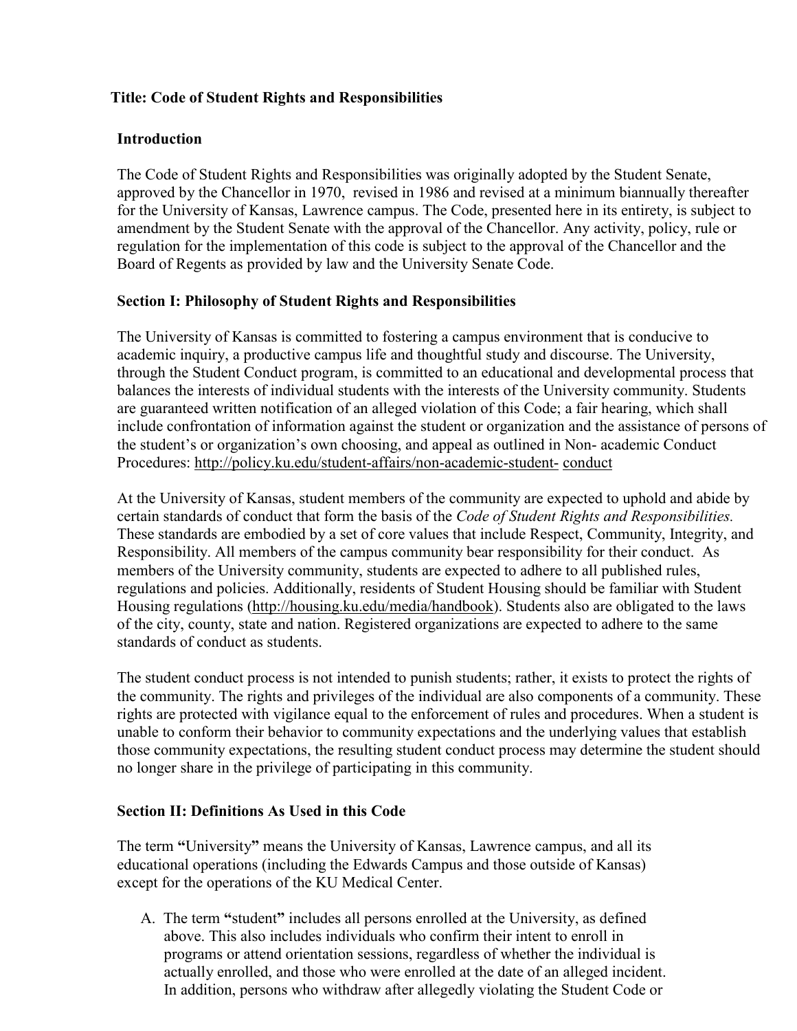**Title: Code of Student Rights and Responsibilities**

## Introduction

The Code of Student Rights and Responsibilities was originally adopted by the Student Senate, approved by the Chancellor in 1970, revised in 1986 and revised at a minimum biannually thereafter for the University of Kansas, Lawrence campus. The Code, presented here in its entirety, is subject to amendment by the Student Senate with the approval of the Chancellor. Any activity, policy, rule or regulation for the implementation of this code is subject to the approval of the Chancellor and the Board of Regents as provided by law and the University Senate Code.

## Section I: Philosophy of Student Rights and Responsibilities

The University of Kansas is committed to fostering a campus environment that is conducive to academic inquiry, a productive campus life and thoughtful study and discourse. The University, through the Student Conduct program, is committed to an educational and developmental process that balances the interests of individual students with the interests of the University community. Students are guaranteed written notification of an alleged violation of this Code; a fair hearing, which shall include confrontation of information against the student or organization and the assistance of persons of the student's or organization's own choosing, and appeal as outlined in Non- academic Conduct Procedures: http://policy.ku.edu/student-affairs/non-academic-student- conduct

At the University of Kansas, student members of the community are expected to uphold and abide by certain standards of conduct that form the basis of the *Code of Student Rights and Responsibilities.* These standards are embodied by a set of core values that include Respect, Community, Integrity, and Responsibility. All members of the campus community bear responsibility for their conduct. As members of the University community, students are expected to adhere to all published rules, regulations and policies. Additionally, residents of Student Housing should be familiar with Student Housing regulations (http://housing.ku.edu/media/handbook). Students also are obligated to the laws of the city, county, state and nation. Registered organizations are expected to adhere to the same standards of conduct as students.

The student conduct process is not intended to punish students; rather, it exists to protect the rights of the community. The rights and privileges of the individual are also components of a community. These rights are protected with vigilance equal to the enforcement of rules and procedures. When a student is unable to conform their behavior to community expectations and the underlying values that establish those community expectations, the resulting student conduct process may determine the student should no longer share in the privilege of participating in this community.

## Section II: Definitions As Used in this Code

The term **"**University**"** means the University of Kansas, Lawrence campus, and all its educational operations (including the Edwards Campus and those outside of Kansas) except for the operations of the KU Medical Center.

A. The term **"**student**"** includes all persons enrolled at the University, as defined above. This also includes individuals who confirm their intent to enroll in programs or attend orientation sessions, regardless of whether the individual is actually enrolled, and those who were enrolled at the date of an alleged incident. In addition, persons who withdraw after allegedly violating the Student Code or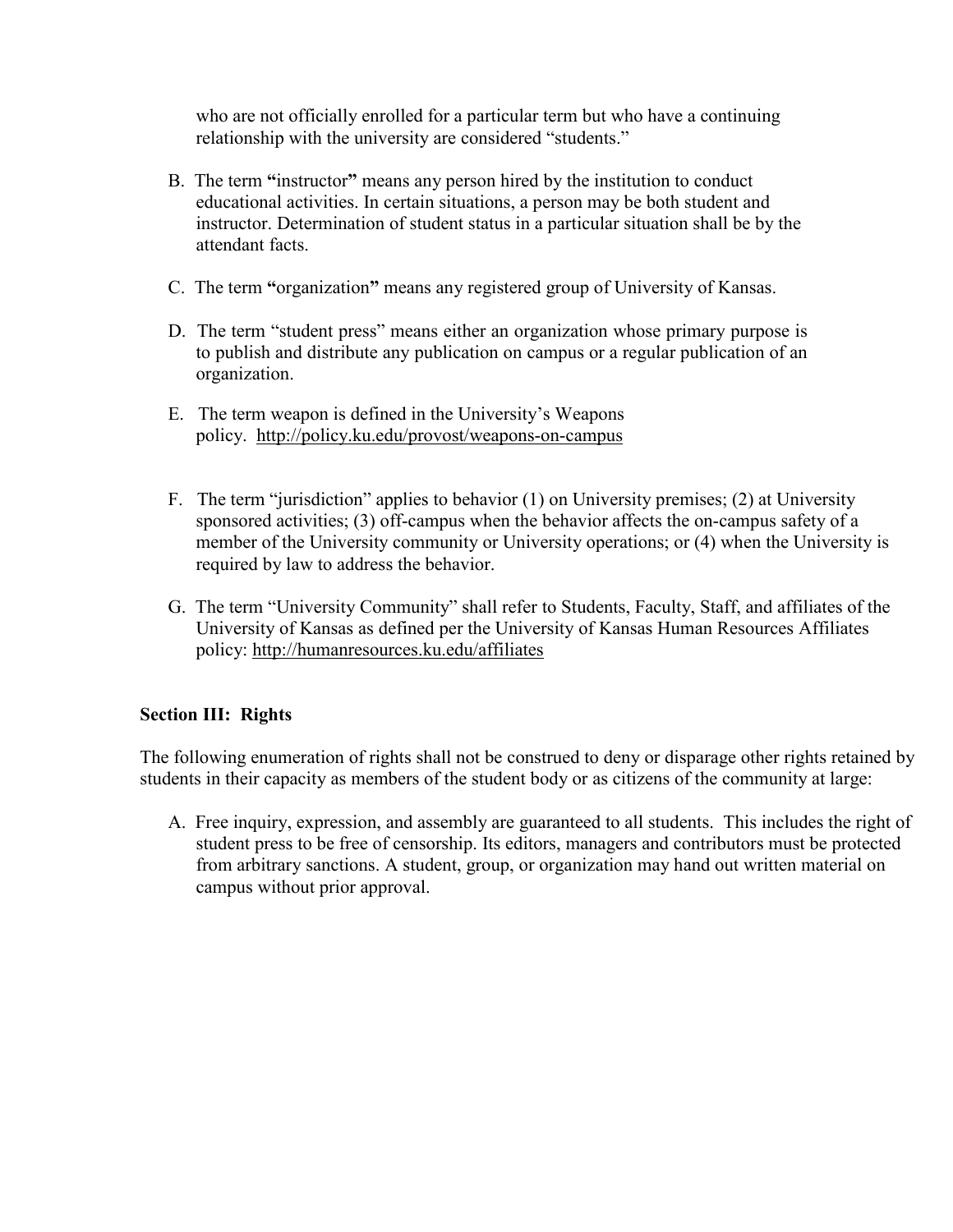who are not officially enrolled for a particular term but who have a continuing relationship with the university are considered "students."

B. The term **"**instructor**"** means any person hired by the institution to conduct educational activities. In certain situations, a person may be both student and instructor. Determination of student status in a particular situation shall be by the attendant facts.

C. The term **"**organization**"** means any registered group of University of Kansas.

D. The term "student press" means either an organization whose primary purpose is to publish and distribute any publication on campus or a regular publication of an organization.

E. The term weapon is defined in the University's Weapons policy. http://policy.ku.edu/provost/weapons-on-campus

F. The term "jurisdiction" applies to behavior (1) on University premises; (2) at University sponsored activities; (3) off-campus when the behavior affects the on-campus safety of a member of the University community or University operations; or (4) when the University is required by law to address the behavior.

G. The term "University Community" shall refer to Students, Faculty, Staff, and affiliates of the University of Kansas as defined per the University of Kansas Human Resources Affiliates policy: http://humanresources.ku.edu/affiliates

**Section III: Rights**

The following enumeration of rights shall not be construed to deny or disparage other rights retained by students in their capacity as members of the student body or as citizens of the community at large:

A. Free inquiry, expression, and assembly are guaranteed to all students. This includes the right of student press to be free of censorship. Its editors, managers and contributors must be protected from arbitrary sanctions. A student, group, or organization may hand out written material on campus without prior approval.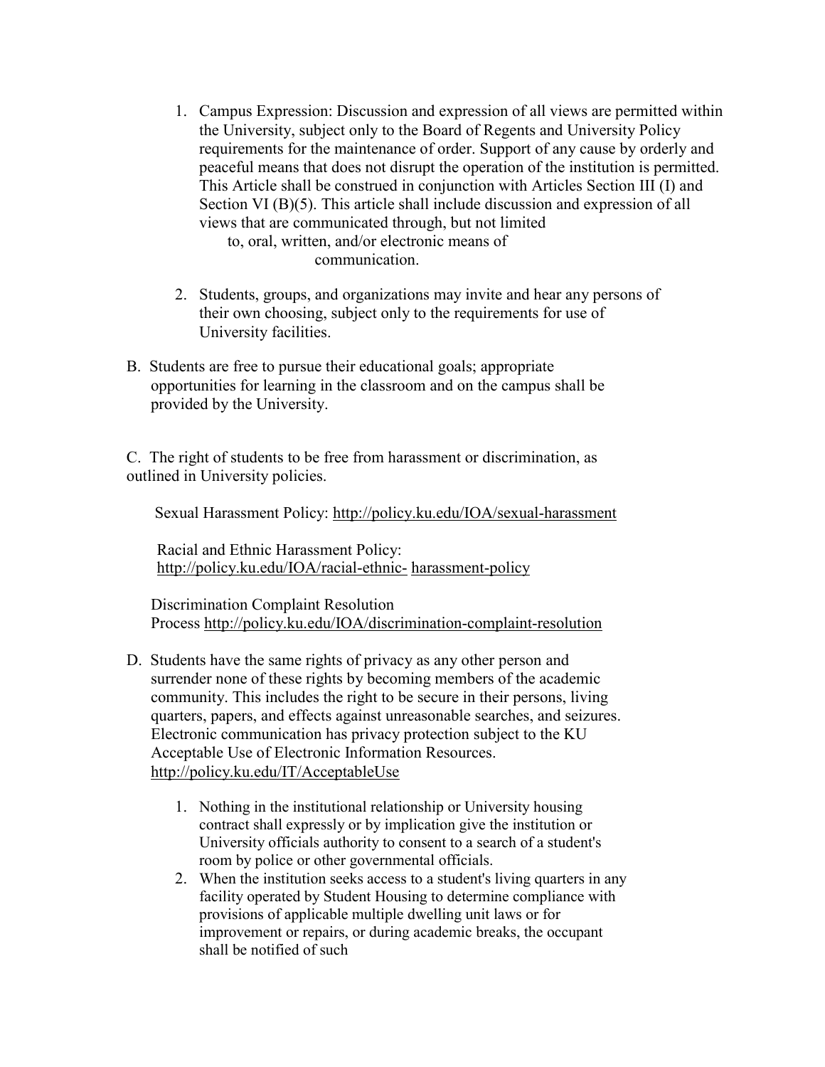1. Campus Expression: Discussion and expression of all views are permitted within the University, subject only to the Board of Regents and University Policy requirements for the maintenance of order. Support of any cause by orderly and peaceful means that does not disrupt the operation of the institution is permitted. This Article shall be construed in conjunction with Articles Section III (I) and Section VI (B)(5). This article shall include discussion and expression of all views that are communicated through, but not limited to, oral, written, and/or electronic means of communication.

2. Students, groups, and organizations may invite and hear any persons of their own choosing, subject only to the requirements for use of University facilities.

B. Students are free to pursue their educational goals; appropriate opportunities for learning in the classroom and on the campus shall be provided by the University.

C. The right of students to be free from harassment or discrimination, as outlined in University policies.

Sexual Harassment Policy: http://policy.ku.edu/IOA/sexual-harassment

Racial and Ethnic Harassment Policy: http://policy.ku.edu/IOA/racial-ethnic- harassment-policy

Discrimination Complaint Resolution Process http://policy.ku.edu/IOA/discrimination-complaint-resolution

D. Students have the same rights of privacy as any other person and surrender none of these rights by becoming members of the academic community. This includes the right to be secure in their persons, living quarters, papers, and effects against unreasonable searches, and seizures. Electronic communication has privacy protection subject to the KU Acceptable Use of Electronic Information Resources. http://policy.ku.edu/IT/AcceptableUse

1. Nothing in the institutional relationship or University housing contract shall expressly or by implication give the institution or University officials authority to consent to a search of a student's room by police or other governmental officials.
2. When the institution seeks access to a student's living quarters in any facility operated by Student Housing to determine compliance with provisions of applicable multiple dwelling unit laws or for improvement or repairs, or during academic breaks, the occupant shall be notified of such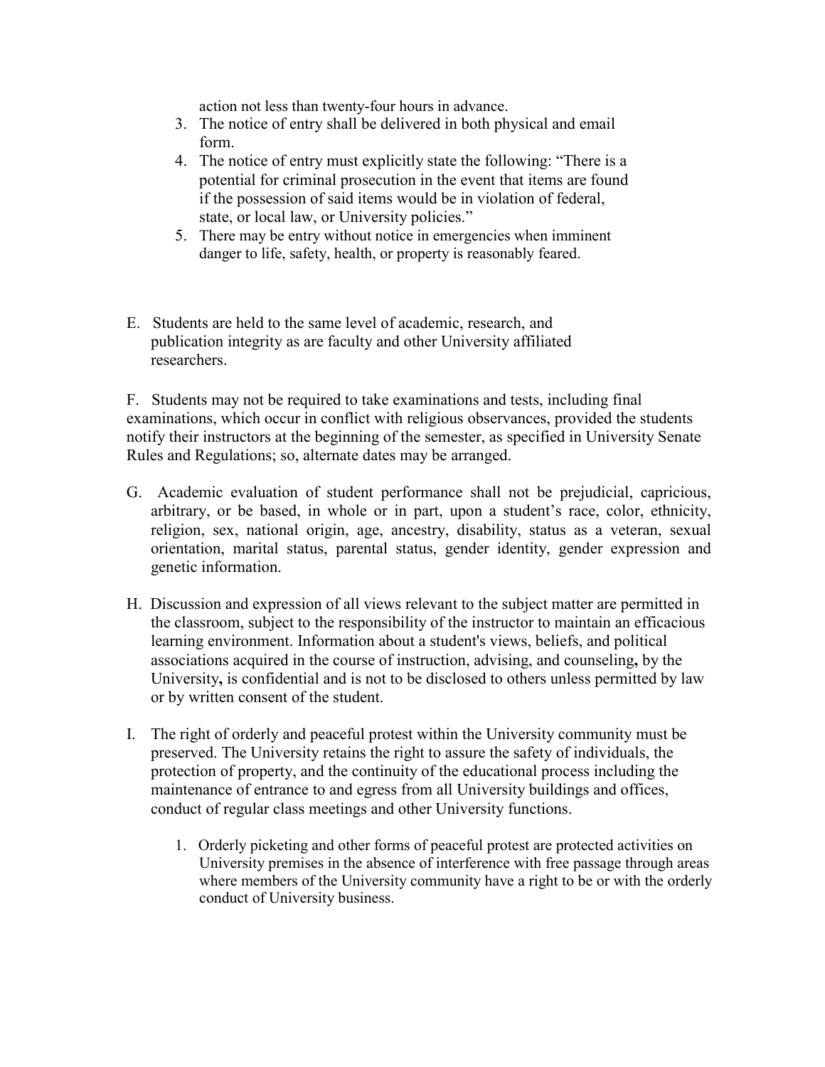action not less than twenty-four hours in advance.

3. The notice of entry shall be delivered in both physical and email form.
4. The notice of entry must explicitly state the following: "There is a potential for criminal prosecution in the event that items are found if the possession of said items would be in violation of federal, state, or local law, or University policies."
5. There may be entry without notice in emergencies when imminent danger to life, safety, health, or property is reasonably feared.

E. Students are held to the same level of academic, research, and publication integrity as are faculty and other University affiliated researchers.

F. Students may not be required to take examinations and tests, including final examinations, which occur in conflict with religious observances, provided the students notify their instructors at the beginning of the semester, as specified in University Senate Rules and Regulations; so, alternate dates may be arranged.

G. Academic evaluation of student performance shall not be prejudicial, capricious, arbitrary, or be based, in whole or in part, upon a student's race, color, ethnicity, religion, sex, national origin, age, ancestry, disability, status as a veteran, sexual orientation, marital status, parental status, gender identity, gender expression and genetic information.

H. Discussion and expression of all views relevant to the subject matter are permitted in the classroom, subject to the responsibility of the instructor to maintain an efficacious learning environment. Information about a student's views, beliefs, and political associations acquired in the course of instruction, advising, and counseling**,** by the University**,** is confidential and is not to be disclosed to others unless permitted by law or by written consent of the student.

I. The right of orderly and peaceful protest within the University community must be preserved. The University retains the right to assure the safety of individuals, the protection of property, and the continuity of the educational process including the maintenance of entrance to and egress from all University buildings and offices, conduct of regular class meetings and other University functions.

1. Orderly picketing and other forms of peaceful protest are protected activities on University premises in the absence of interference with free passage through areas where members of the University community have a right to be or with the orderly conduct of University business.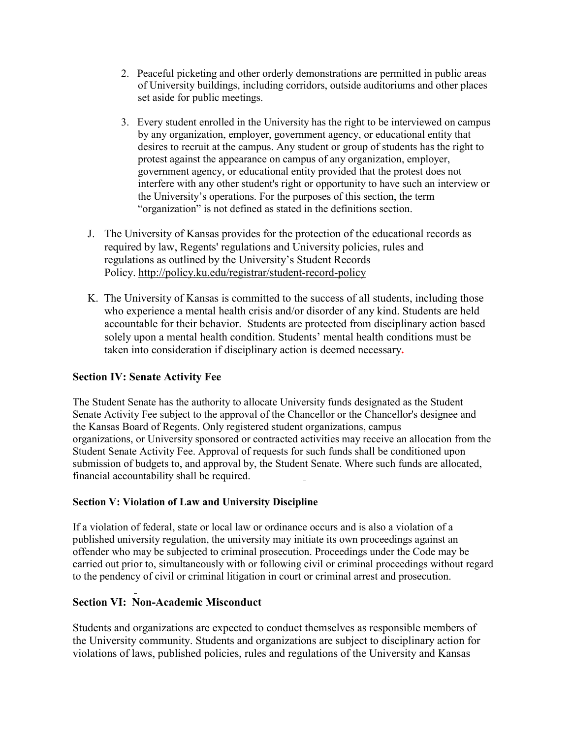2. Peaceful picketing and other orderly demonstrations are permitted in public areas of University buildings, including corridors, outside auditoriums and other places set aside for public meetings.

3. Every student enrolled in the University has the right to be interviewed on campus by any organization, employer, government agency, or educational entity that desires to recruit at the campus. Any student or group of students has the right to protest against the appearance on campus of any organization, employer, government agency, or educational entity provided that the protest does not interfere with any other student's right or opportunity to have such an interview or the University's operations. For the purposes of this section, the term "organization" is not defined as stated in the definitions section.

J. The University of Kansas provides for the protection of the educational records as required by law, Regents' regulations and University policies, rules and regulations as outlined by the University's Student Records Policy. http://policy.ku.edu/registrar/student-record-policy

K. The University of Kansas is committed to the success of all students, including those who experience a mental health crisis and/or disorder of any kind. Students are held accountable for their behavior. Students are protected from disciplinary action based solely upon a mental health condition. Students' mental health conditions must be taken into consideration if disciplinary action is deemed necessary.

**Section IV: Senate Activity Fee**

The Student Senate has the authority to allocate University funds designated as the Student Senate Activity Fee subject to the approval of the Chancellor or the Chancellor's designee and the Kansas Board of Regents. Only registered student organizations, campus organizations, or University sponsored or contracted activities may receive an allocation from the Student Senate Activity Fee. Approval of requests for such funds shall be conditioned upon submission of budgets to, and approval by, the Student Senate. Where such funds are allocated, financial accountability shall be required.

**Section V: Violation of Law and University Discipline**

If a violation of federal, state or local law or ordinance occurs and is also a violation of a published university regulation, the university may initiate its own proceedings against an offender who may be subjected to criminal prosecution. Proceedings under the Code may be carried out prior to, simultaneously with or following civil or criminal proceedings without regard to the pendency of civil or criminal litigation in court or criminal arrest and prosecution.

**Section VI: Non-Academic Misconduct**

Students and organizations are expected to conduct themselves as responsible members of the University community. Students and organizations are subject to disciplinary action for violations of laws, published policies, rules and regulations of the University and Kansas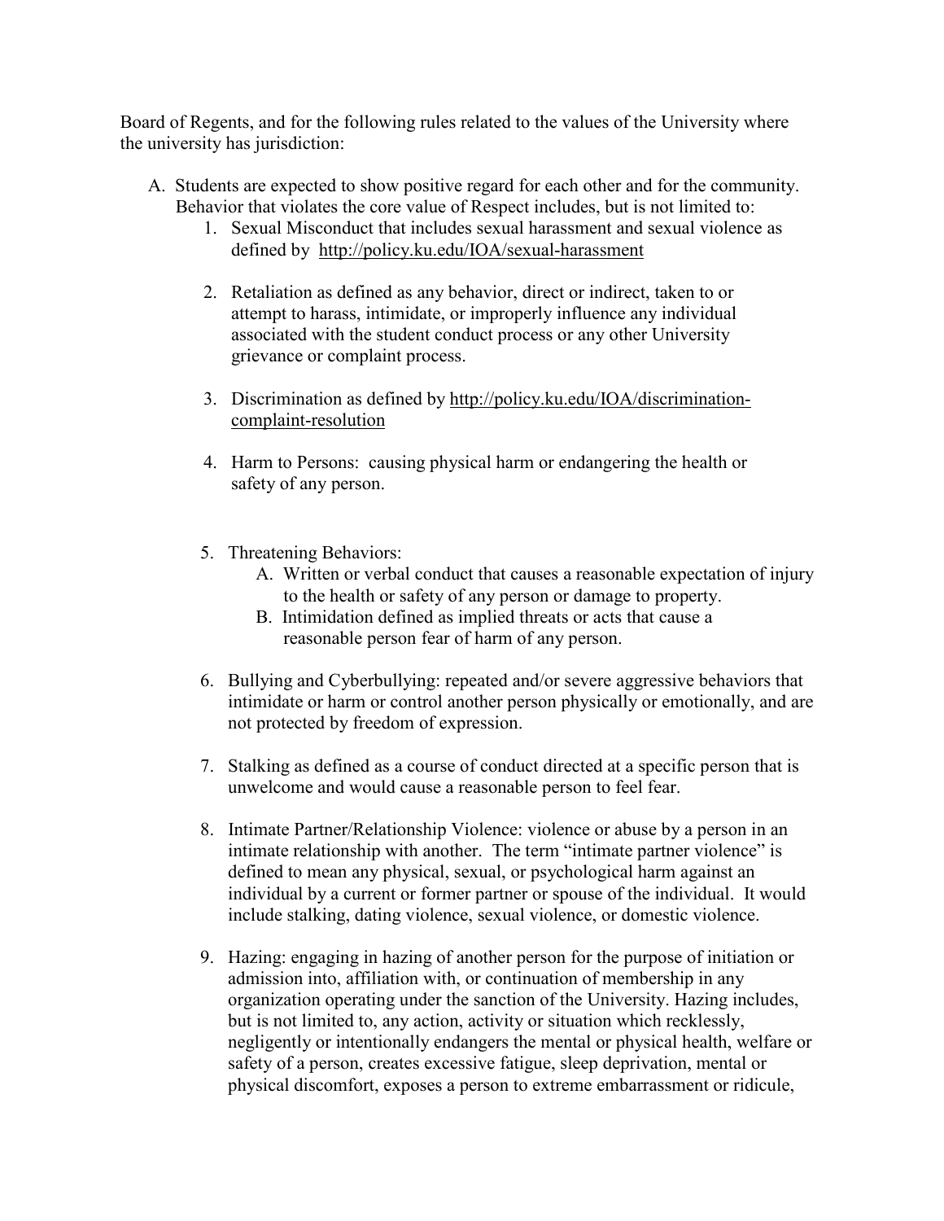Board of Regents, and for the following rules related to the values of the University where the university has jurisdiction:

A. Students are expected to show positive regard for each other and for the community. Behavior that violates the core value of Respect includes, but is not limited to:
    1. Sexual Misconduct that includes sexual harassment and sexual violence as defined by http://policy.ku.edu/IOA/sexual-harassment
    2. Retaliation as defined as any behavior, direct or indirect, taken to or attempt to harass, intimidate, or improperly influence any individual associated with the student conduct process or any other University grievance or complaint process.
    3. Discrimination as defined by http://policy.ku.edu/IOA/discrimination-complaint-resolution
    4. Harm to Persons: causing physical harm or endangering the health or safety of any person.
    5. Threatening Behaviors:
        A. Written or verbal conduct that causes a reasonable expectation of injury to the health or safety of any person or damage to property.
        B. Intimidation defined as implied threats or acts that cause a reasonable person fear of harm of any person.
    6. Bullying and Cyberbullying: repeated and/or severe aggressive behaviors that intimidate or harm or control another person physically or emotionally, and are not protected by freedom of expression.
    7. Stalking as defined as a course of conduct directed at a specific person that is unwelcome and would cause a reasonable person to feel fear.
    8. Intimate Partner/Relationship Violence: violence or abuse by a person in an intimate relationship with another. The term "intimate partner violence" is defined to mean any physical, sexual, or psychological harm against an individual by a current or former partner or spouse of the individual. It would include stalking, dating violence, sexual violence, or domestic violence.
    9. Hazing: engaging in hazing of another person for the purpose of initiation or admission into, affiliation with, or continuation of membership in any organization operating under the sanction of the University. Hazing includes, but is not limited to, any action, activity or situation which recklessly, negligently or intentionally endangers the mental or physical health, welfare or safety of a person, creates excessive fatigue, sleep deprivation, mental or physical discomfort, exposes a person to extreme embarrassment or ridicule,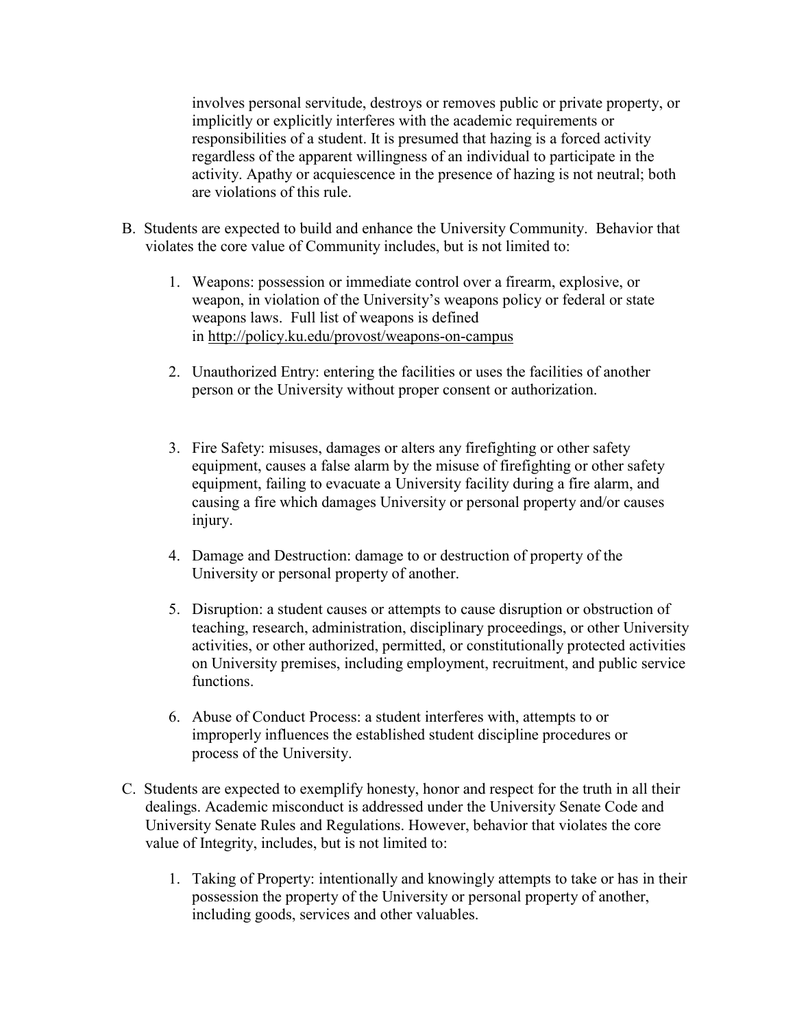involves personal servitude, destroys or removes public or private property, or implicitly or explicitly interferes with the academic requirements or responsibilities of a student. It is presumed that hazing is a forced activity regardless of the apparent willingness of an individual to participate in the activity. Apathy or acquiescence in the presence of hazing is not neutral; both are violations of this rule.

B. Students are expected to build and enhance the University Community. Behavior that violates the core value of Community includes, but is not limited to:

  1. Weapons: possession or immediate control over a firearm, explosive, or weapon, in violation of the University's weapons policy or federal or state weapons laws. Full list of weapons is defined in http://policy.ku.edu/provost/weapons-on-campus

  2. Unauthorized Entry: entering the facilities or uses the facilities of another person or the University without proper consent or authorization.

  3. Fire Safety: misuses, damages or alters any firefighting or other safety equipment, causes a false alarm by the misuse of firefighting or other safety equipment, failing to evacuate a University facility during a fire alarm, and causing a fire which damages University or personal property and/or causes injury.

  4. Damage and Destruction: damage to or destruction of property of the University or personal property of another.

  5. Disruption: a student causes or attempts to cause disruption or obstruction of teaching, research, administration, disciplinary proceedings, or other University activities, or other authorized, permitted, or constitutionally protected activities on University premises, including employment, recruitment, and public service functions.

  6. Abuse of Conduct Process: a student interferes with, attempts to or improperly influences the established student discipline procedures or process of the University.

C. Students are expected to exemplify honesty, honor and respect for the truth in all their dealings. Academic misconduct is addressed under the University Senate Code and University Senate Rules and Regulations. However, behavior that violates the core value of Integrity, includes, but is not limited to:

  1. Taking of Property: intentionally and knowingly attempts to take or has in their possession the property of the University or personal property of another, including goods, services and other valuables.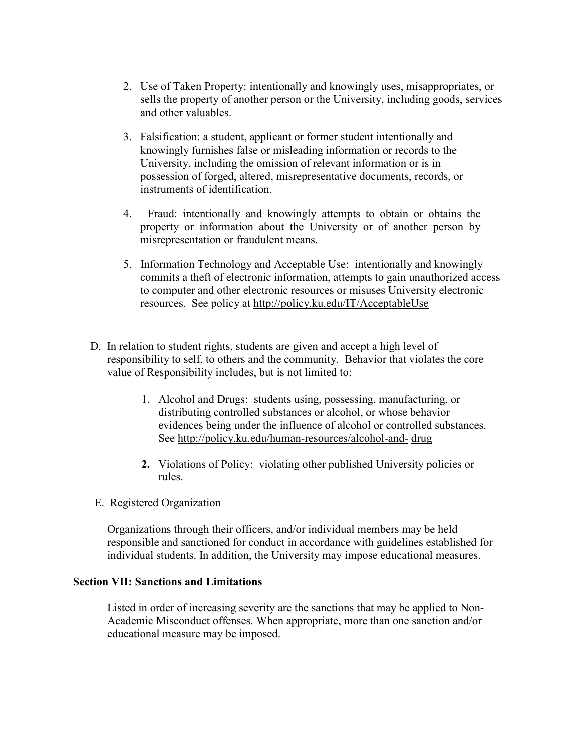2. Use of Taken Property: intentionally and knowingly uses, misappropriates, or sells the property of another person or the University, including goods, services and other valuables.

3. Falsification: a student, applicant or former student intentionally and knowingly furnishes false or misleading information or records to the University, including the omission of relevant information or is in possession of forged, altered, misrepresentative documents, records, or instruments of identification.

4. Fraud: intentionally and knowingly attempts to obtain or obtains the property or information about the University or of another person by misrepresentation or fraudulent means.

5. Information Technology and Acceptable Use: intentionally and knowingly commits a theft of electronic information, attempts to gain unauthorized access to computer and other electronic resources or misuses University electronic resources. See policy at http://policy.ku.edu/IT/AcceptableUse

D. In relation to student rights, students are given and accept a high level of responsibility to self, to others and the community. Behavior that violates the core value of Responsibility includes, but is not limited to:

1. Alcohol and Drugs: students using, possessing, manufacturing, or distributing controlled substances or alcohol, or whose behavior evidences being under the influence of alcohol or controlled substances. See http://policy.ku.edu/human-resources/alcohol-and- drug

2. Violations of Policy: violating other published University policies or rules.

E. Registered Organization

Organizations through their officers, and/or individual members may be held responsible and sanctioned for conduct in accordance with guidelines established for individual students. In addition, the University may impose educational measures.

**Section VII: Sanctions and Limitations**

Listed in order of increasing severity are the sanctions that may be applied to Non-Academic Misconduct offenses. When appropriate, more than one sanction and/or educational measure may be imposed.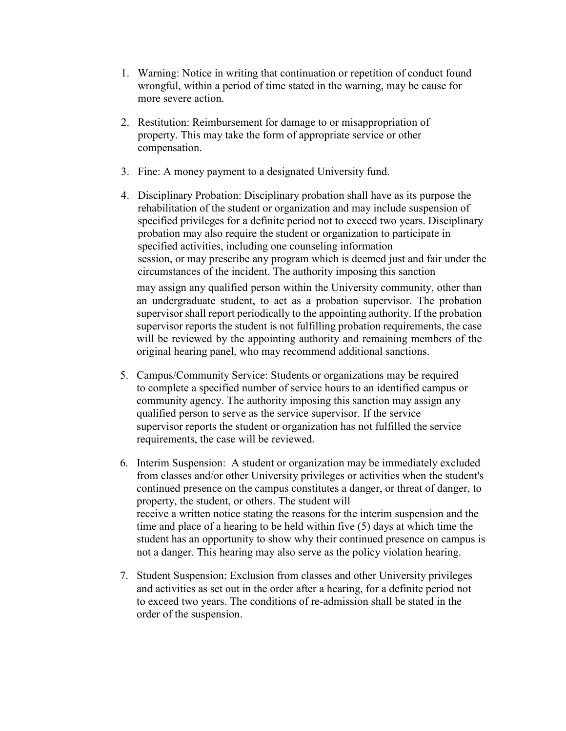1. Warning: Notice in writing that continuation or repetition of conduct found wrongful, within a period of time stated in the warning, may be cause for more severe action.

2. Restitution: Reimbursement for damage to or misappropriation of property. This may take the form of appropriate service or other compensation.

3. Fine: A money payment to a designated University fund.

4. Disciplinary Probation: Disciplinary probation shall have as its purpose the rehabilitation of the student or organization and may include suspension of specified privileges for a definite period not to exceed two years. Disciplinary probation may also require the student or organization to participate in specified activities, including one counseling information session, or may prescribe any program which is deemed just and fair under the circumstances of the incident. The authority imposing this sanction may assign any qualified person within the University community, other than an undergraduate student, to act as a probation supervisor. The probation supervisor shall report periodically to the appointing authority. If the probation supervisor reports the student is not fulfilling probation requirements, the case will be reviewed by the appointing authority and remaining members of the original hearing panel, who may recommend additional sanctions.

5. Campus/Community Service: Students or organizations may be required to complete a specified number of service hours to an identified campus or community agency. The authority imposing this sanction may assign any qualified person to serve as the service supervisor. If the service supervisor reports the student or organization has not fulfilled the service requirements, the case will be reviewed.

6. Interim Suspension: A student or organization may be immediately excluded from classes and/or other University privileges or activities when the student's continued presence on the campus constitutes a danger, or threat of danger, to property, the student, or others. The student will receive a written notice stating the reasons for the interim suspension and the time and place of a hearing to be held within five (5) days at which time the student has an opportunity to show why their continued presence on campus is not a danger. This hearing may also serve as the policy violation hearing.

7. Student Suspension: Exclusion from classes and other University privileges and activities as set out in the order after a hearing, for a definite period not to exceed two years. The conditions of re-admission shall be stated in the order of the suspension.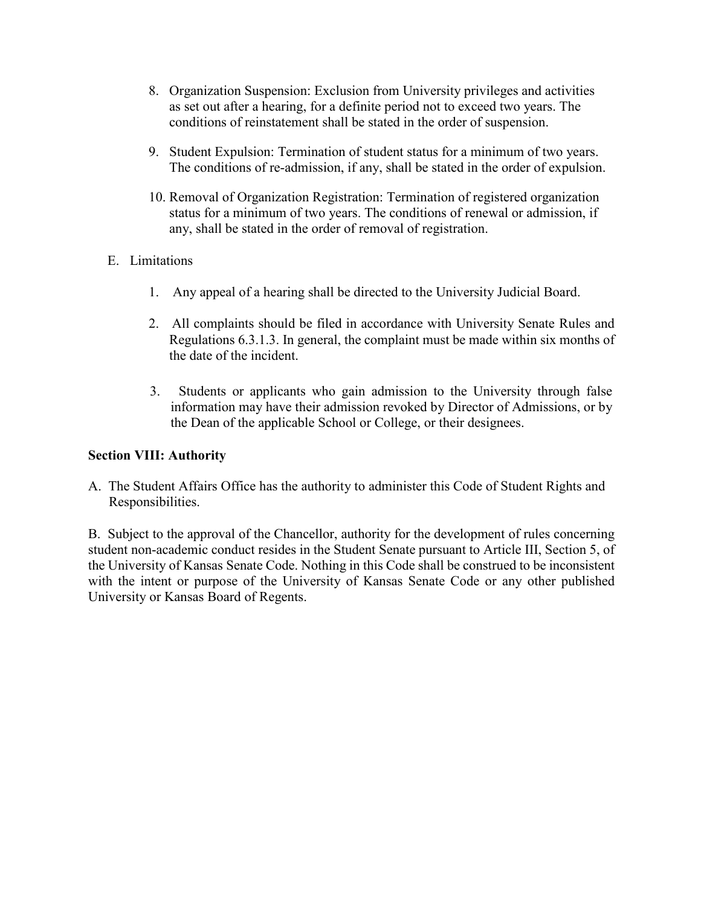8. Organization Suspension: Exclusion from University privileges and activities as set out after a hearing, for a definite period not to exceed two years. The conditions of reinstatement shall be stated in the order of suspension.

9. Student Expulsion: Termination of student status for a minimum of two years. The conditions of re-admission, if any, shall be stated in the order of expulsion.

10. Removal of Organization Registration: Termination of registered organization status for a minimum of two years. The conditions of renewal or admission, if any, shall be stated in the order of removal of registration.

E. Limitations

1. Any appeal of a hearing shall be directed to the University Judicial Board.

2. All complaints should be filed in accordance with University Senate Rules and Regulations 6.3.1.3. In general, the complaint must be made within six months of the date of the incident.

3. Students or applicants who gain admission to the University through false information may have their admission revoked by Director of Admissions, or by the Dean of the applicable School or College, or their designees.

**Section VIII: Authority**

A. The Student Affairs Office has the authority to administer this Code of Student Rights and Responsibilities.

B. Subject to the approval of the Chancellor, authority for the development of rules concerning student non-academic conduct resides in the Student Senate pursuant to Article III, Section 5, of the University of Kansas Senate Code. Nothing in this Code shall be construed to be inconsistent with the intent or purpose of the University of Kansas Senate Code or any other published University or Kansas Board of Regents.